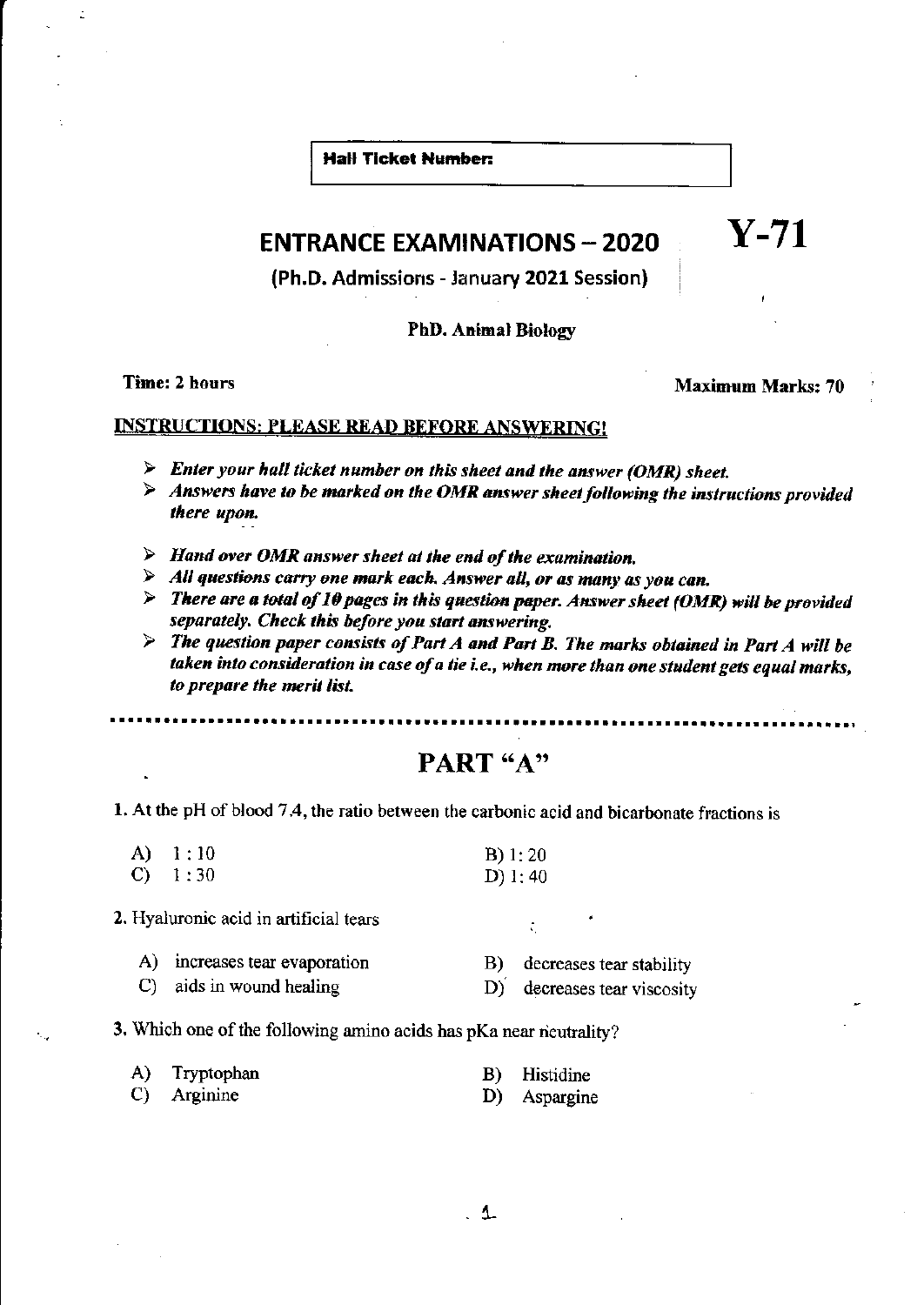**Hall Ticket Number:**

# ENTRANCE EXAMINATIONS – 2020

**Y-71**

**(Ph.D. Admissions - January 2021 Session)**

**PhD. Animal Biology**

**Time: 2 hours** | **Maximum Marks: 70**

**INSTRUCTIONS: PLEASE READ BEFORE ANSWERING!**

- ***Enter your hall ticket number on this sheet and the answer (OMR) sheet.***
- ***Answers have to be marked on the OMR answer sheet following the instructions provided there upon.***
- ***Hand over OMR answer sheet at the end of the examination.***
- ***All questions carry one mark each. Answer all, or as many as you can.***
- ***There are a total of 10 pages in this question paper. Answer sheet (OMR) will be provided separately. Check this before you start answering.***
- ***The question paper consists of Part A and Part B. The marks obtained in Part A will be taken into consideration in case of a tie i.e., when more than one student gets equal marks, to prepare the merit list.***

## PART "A"

1. At the pH of blood 7.4, the ratio between the carbonic acid and bicarbonate fractions is

   A) 1 : 10
   B) 1 : 20
   C) 1 : 30
   D) 1 : 40

2. Hyaluronic acid in artificial tears

   A) increases tear evaporation
   B) decreases tear stability
   C) aids in wound healing
   D) decreases tear viscosity

3. Which one of the following amino acids has pKa near neutrality?

   A) Tryptophan
   B) Histidine
   C) Arginine
   D) Aspargine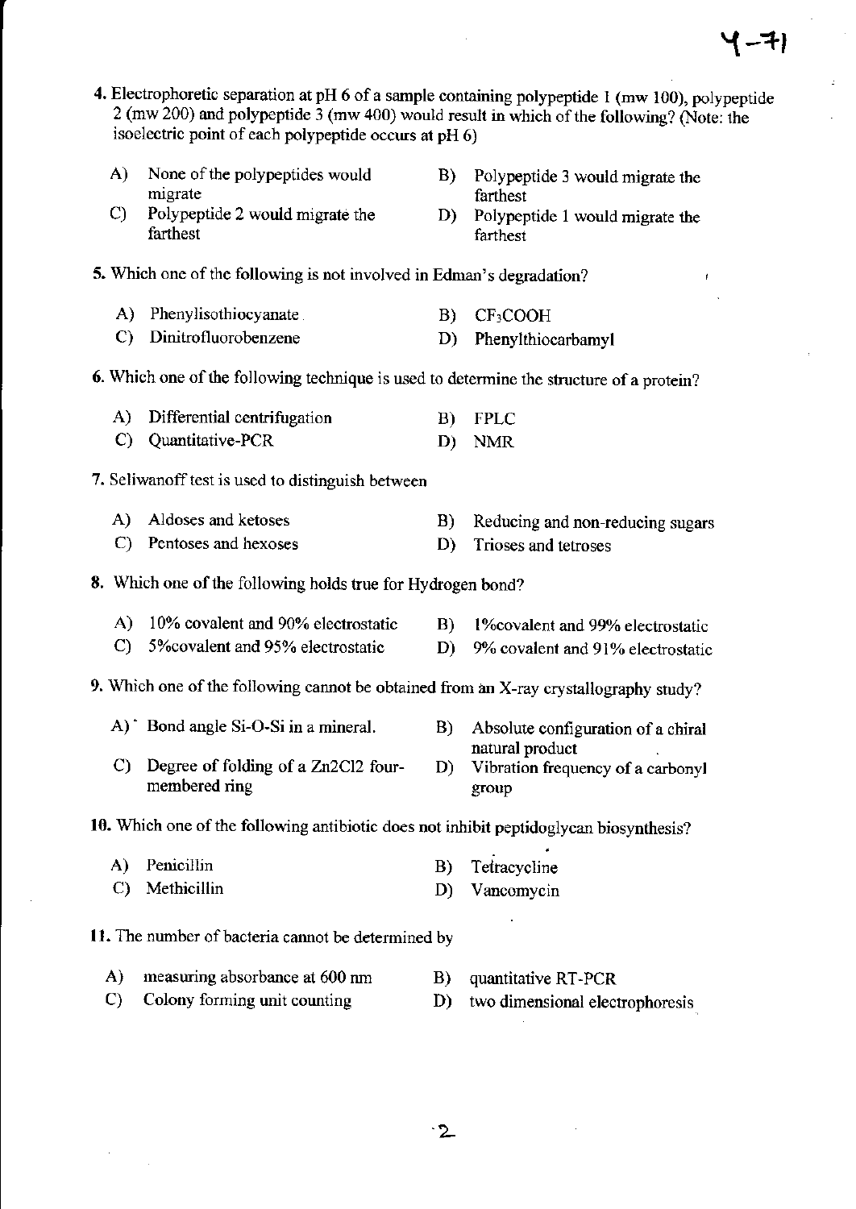4. Electrophoretic separation at pH 6 of a sample containing polypeptide 1 (mw 100), polypeptide 2 (mw 200) and polypeptide 3 (mw 400) would result in which of the following? (Note: the isoelectric point of each polypeptide occurs at pH 6)

A) None of the polypeptides would migrate

B) Polypeptide 3 would migrate the farthest

C) Polypeptide 2 would migrate the farthest

D) Polypeptide 1 would migrate the farthest

5. Which one of the following is not involved in Edman's degradation?

A) Phenylisothiocyanate

B) $CF_3COOH$

C) Dinitrofluorobenzene

D) Phenylthiocarbamyl

6. Which one of the following technique is used to determine the structure of a protein?

A) Differential centrifugation

B) FPLC

C) Quantitative-PCR

D) NMR

7. Seliwanoff test is used to distinguish between

A) Aldoses and ketoses

B) Reducing and non-reducing sugars

C) Pentoses and hexoses

D) Trioses and tetroses

8. Which one of the following holds true for Hydrogen bond?

A) 10% covalent and 90% electrostatic

B) 1%covalent and 99% electrostatic

C) 5%covalent and 95% electrostatic

D) 9% covalent and 91% electrostatic

9. Which one of the following cannot be obtained from an X-ray crystallography study?

A) Bond angle Si-O-Si in a mineral.

B) Absolute configuration of a chiral natural product

C) Degree of folding of a Zn2Cl2 four-membered ring

D) Vibration frequency of a carbonyl group

10. Which one of the following antibiotic does not inhibit peptidoglycan biosynthesis?

A) Penicillin

B) Tetracycline

C) Methicillin

D) Vancomycin

11. The number of bacteria cannot be determined by

A) measuring absorbance at 600 nm

B) quantitative RT-PCR

C) Colony forming unit counting

D) two dimensional electrophoresis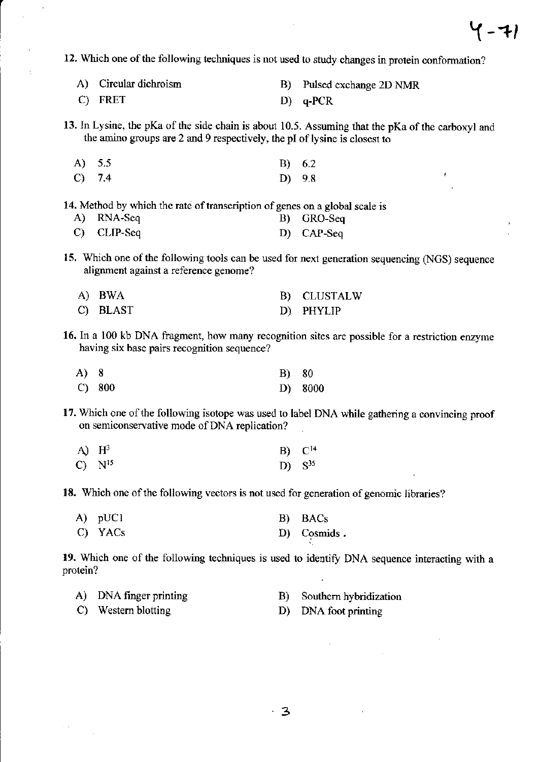12. Which one of the following techniques is not used to study changes in protein conformation?

A) Circular dichroism
B) Pulsed exchange 2D NMR
C) FRET
D) q-PCR

13. In Lysine, the pKa of the side chain is about 10.5. Assuming that the pKa of the carboxyl and the amino groups are 2 and 9 respectively, the pI of lysine is closest to

A) 5.5
B) 6.2
C) 7.4
D) 9.8

14. Method by which the rate of transcription of genes on a global scale is

A) RNA-Seq
B) GRO-Seq
C) CLIP-Seq
D) CAP-Seq

15. Which one of the following tools can be used for next generation sequencing (NGS) sequence alignment against a reference genome?

A) BWA
B) CLUSTALW
C) BLAST
D) PHYLIP

16. In a 100 kb DNA fragment, how many recognition sites are possible for a restriction enzyme having six base pairs recognition sequence?

A) 8
B) 80
C) 800
D) 8000

17. Which one of the following isotope was used to label DNA while gathering a convincing proof on semiconservative mode of DNA replication?

A) $H^3$
B) $C^{14}$
C) $N^{15}$
D) $S^{35}$

18. Which one of the following vectors is not used for generation of genomic libraries?

A) pUC1
B) BACs
C) YACs
D) Cosmids .

19. Which one of the following techniques is used to identify DNA sequence interacting with a protein?

A) DNA finger printing
B) Southern hybridization
C) Western blotting
D) DNA foot printing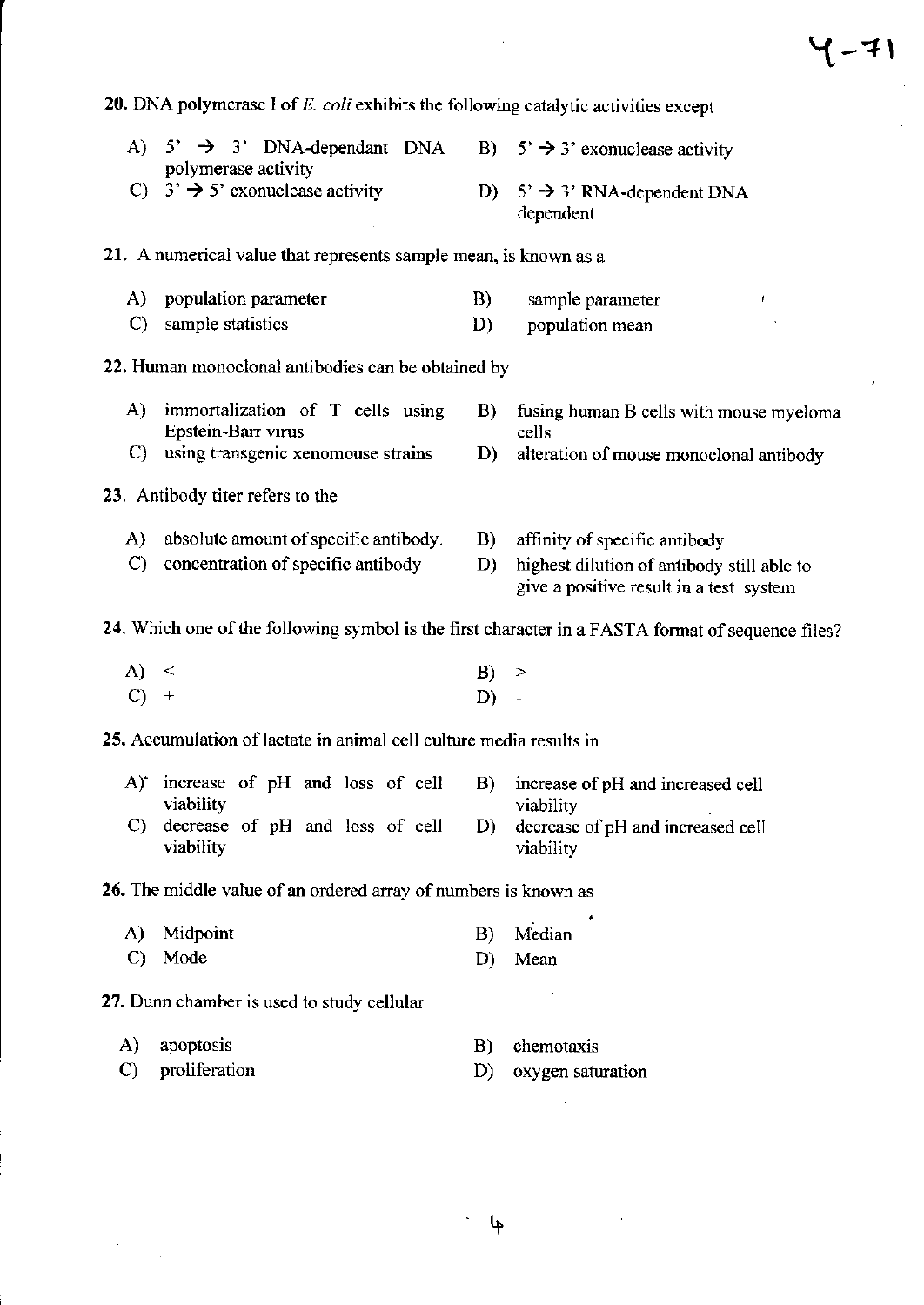20. DNA polymerase I of *E. coli* exhibits the following catalytic activities except

A) 5' → 3' DNA-dependant DNA polymerase activity
B) 5' → 3' exonuclease activity
C) 3' → 5' exonuclease activity
D) 5' → 3' RNA-dependent DNA dependent

21. A numerical value that represents sample mean, is known as a

A) population parameter
B) sample parameter
C) sample statistics
D) population mean

22. Human monoclonal antibodies can be obtained by

A) immortalization of T cells using Epstein-Barr virus
B) fusing human B cells with mouse myeloma cells
C) using transgenic xenomouse strains
D) alteration of mouse monoclonal antibody

23. Antibody titer refers to the

A) absolute amount of specific antibody.
B) affinity of specific antibody
C) concentration of specific antibody
D) highest dilution of antibody still able to give a positive result in a test system

24. Which one of the following symbol is the first character in a FASTA format of sequence files?

A) <
B) >
C) +
D) -

25. Accumulation of lactate in animal cell culture media results in

A) increase of pH and loss of cell viability
B) increase of pH and increased cell viability
C) decrease of pH and loss of cell viability
D) decrease of pH and increased cell viability

26. The middle value of an ordered array of numbers is known as

A) Midpoint
B) Median
C) Mode
D) Mean

27. Dunn chamber is used to study cellular

A) apoptosis
B) chemotaxis
C) proliferation
D) oxygen saturation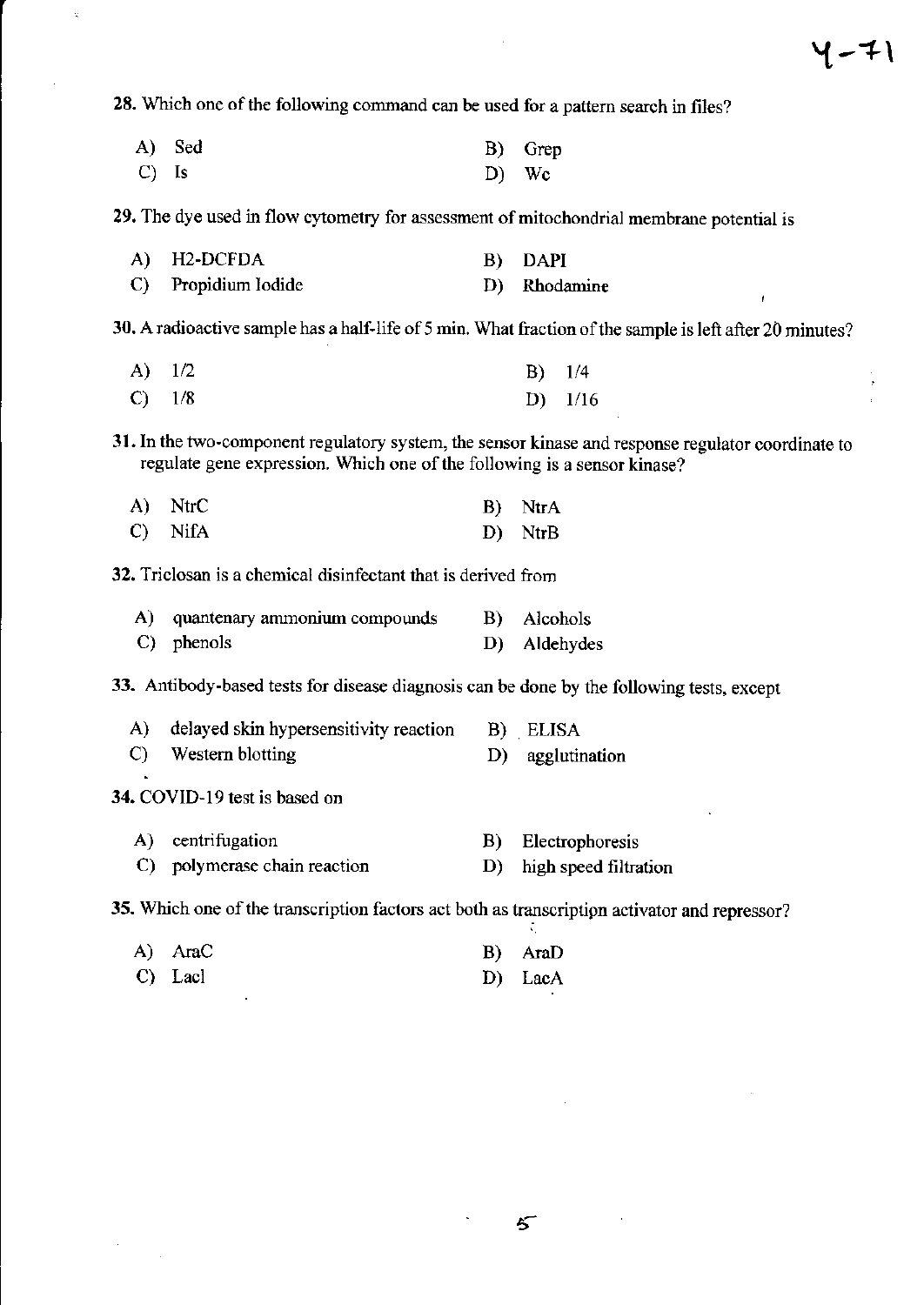28. Which one of the following command can be used for a pattern search in files?

A) Sed
B) Grep
C) ls
D) Wc

29. The dye used in flow cytometry for assessment of mitochondrial membrane potential is

A) H2-DCFDA
B) DAPI
C) Propidium Iodide
D) Rhodamine

30. A radioactive sample has a half-life of 5 min. What fraction of the sample is left after 20 minutes?

A) 1/2
B) 1/4
C) 1/8
D) 1/16

31. In the two-component regulatory system, the sensor kinase and response regulator coordinate to regulate gene expression. Which one of the following is a sensor kinase?

A) NtrC
B) NtrA
C) NifA
D) NtrB

32. Triclosan is a chemical disinfectant that is derived from

A) quantenary ammonium compounds
B) Alcohols
C) phenols
D) Aldehydes

33. Antibody-based tests for disease diagnosis can be done by the following tests, except

A) delayed skin hypersensitivity reaction
B) ELISA
C) Western blotting
D) agglutination

34. COVID-19 test is based on

A) centrifugation
B) Electrophoresis
C) polymerase chain reaction
D) high speed filtration

35. Which one of the transcription factors act both as transcription activator and repressor?

A) AraC
B) AraD
C) LacI
D) LacA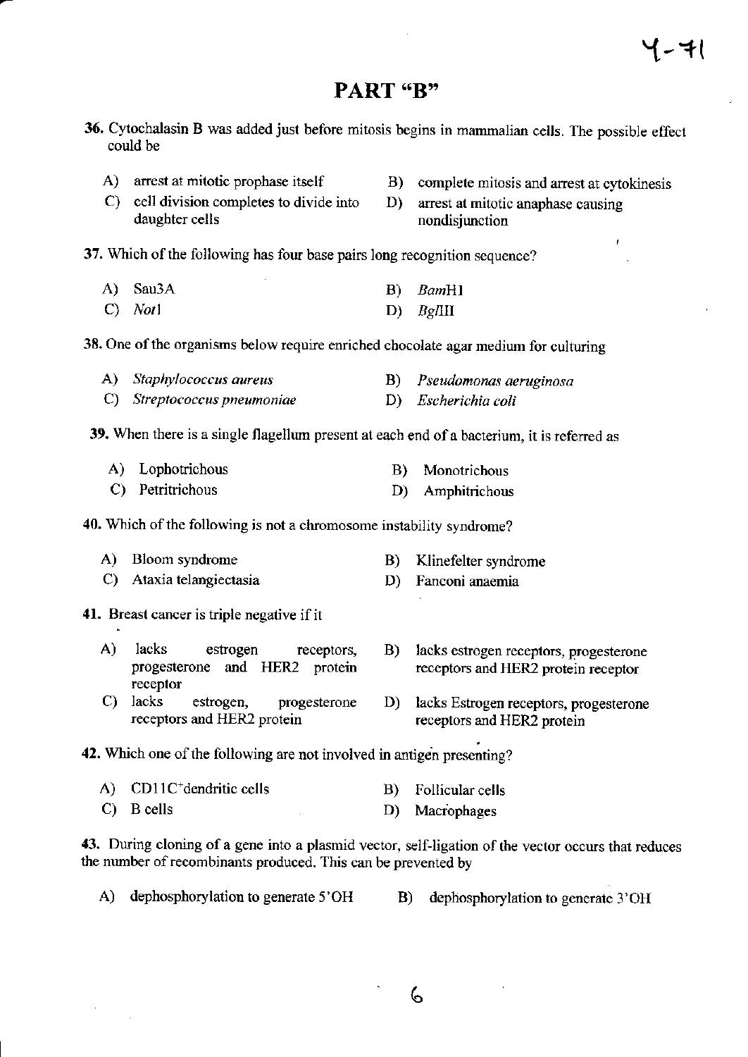## PART "B"

**36.** Cytochalasin B was added just before mitosis begins in mammalian cells. The possible effect could be

A) arrest at mitotic prophase itself

B) complete mitosis and arrest at cytokinesis

C) cell division completes to divide into daughter cells

D) arrest at mitotic anaphase causing nondisjunction

**37.** Which of the following has four base pairs long recognition sequence?

A) Sau3A

B) *Bam*H1

C) *Not*1

D) *Bgl*II

**38.** One of the organisms below require enriched chocolate agar medium for culturing

A) *Staphylococcus aureus*

B) *Pseudomonas aeruginosa*

C) *Streptococcus pneumoniae*

D) *Escherichia coli*

**39.** When there is a single flagellum present at each end of a bacterium, it is referred as

A) Lophotrichous

B) Monotrichous

C) Petritrichous

D) Amphitrichous

**40.** Which of the following is not a chromosome instability syndrome?

A) Bloom syndrome

B) Klinefelter syndrome

C) Ataxia telangiectasia

D) Fanconi anaemia

**41.** Breast cancer is triple negative if it

A) lacks estrogen receptors, progesterone and HER2 protein receptor

B) lacks estrogen receptors, progesterone receptors and HER2 protein receptor

C) lacks estrogen, progesterone receptors and HER2 protein

D) lacks Estrogen receptors, progesterone receptors and HER2 protein

**42.** Which one of the following are not involved in antigen presenting?

A) $CD11C^{+}$dendritic cells

B) Follicular cells

C) B cells

D) Macrophages

**43.** During cloning of a gene into a plasmid vector, self-ligation of the vector occurs that reduces the number of recombinants produced. This can be prevented by

A) dephosphorylation to generate 5'OH

B) dephosphorylation to generate 3'OH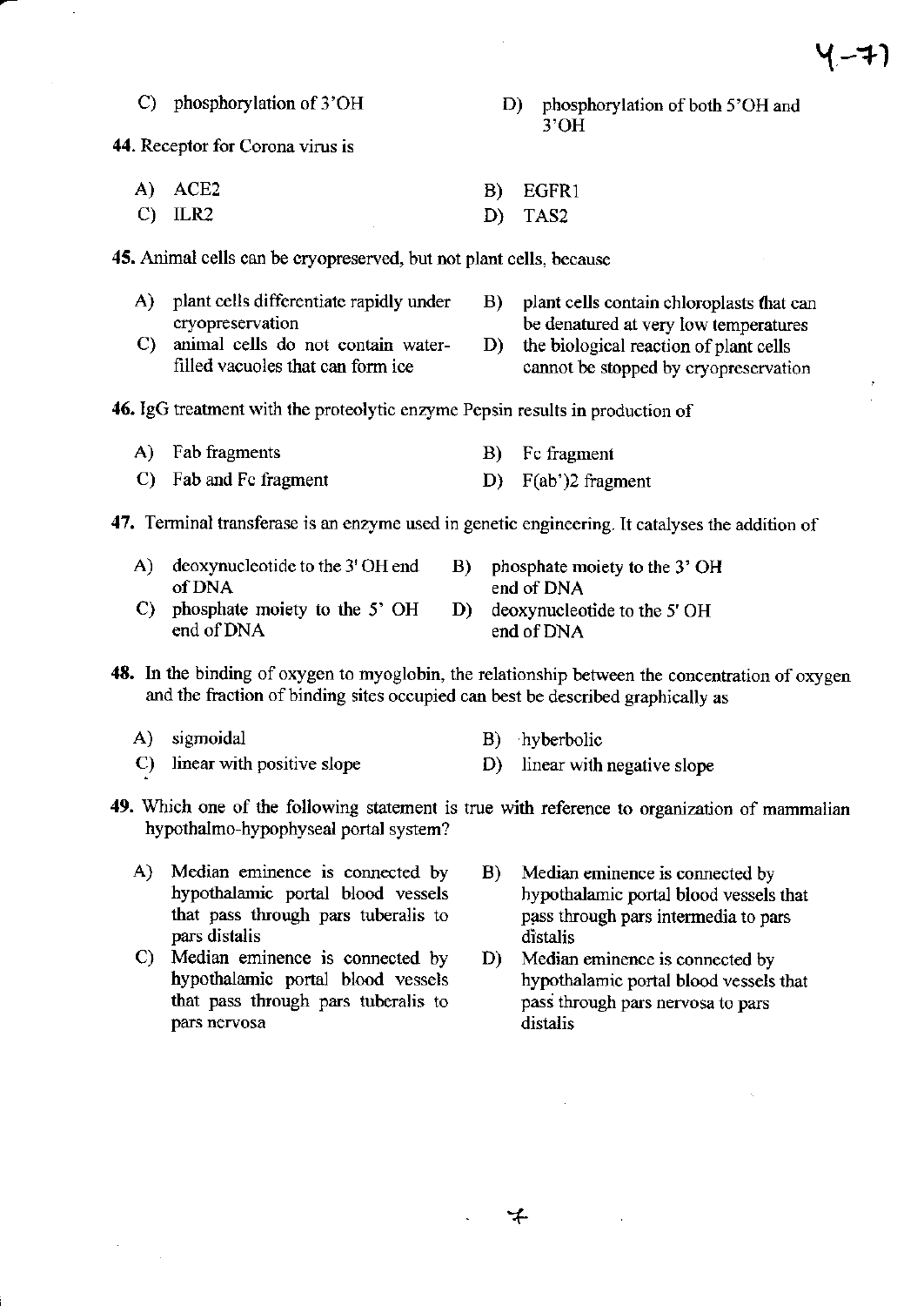C) phosphorylation of 3'OH

D) phosphorylation of both 5'OH and 3'OH

**44.** Receptor for Corona virus is

A) ACE2

B) EGFR1

C) ILR2

D) TAS2

**45.** Animal cells can be cryopreserved, but not plant cells, because

A) plant cells differentiate rapidly under cryopreservation

B) plant cells contain chloroplasts that can be denatured at very low temperatures

C) animal cells do not contain water-filled vacuoles that can form ice

D) the biological reaction of plant cells cannot be stopped by cryopreservation

**46.** IgG treatment with the proteolytic enzyme Pepsin results in production of

A) Fab fragments

B) Fc fragment

C) Fab and Fc fragment

D) F(ab')2 fragment

**47.** Terminal transferase is an enzyme used in genetic engineering. It catalyses the addition of

A) deoxynucleotide to the 3' OH end of DNA

B) phosphate moiety to the 3' OH end of DNA

C) phosphate moiety to the 5' OH end of DNA

D) deoxynucleotide to the 5' OH end of DNA

**48.** In the binding of oxygen to myoglobin, the relationship between the concentration of oxygen and the fraction of binding sites occupied can best be described graphically as

A) sigmoidal

B) hyberbolic

C) linear with positive slope

D) linear with negative slope

**49.** Which one of the following statement is true with reference to organization of mammalian hypothalmo-hypophyseal portal system?

A) Median eminence is connected by hypothalamic portal blood vessels that pass through pars tuberalis to pars distalis

B) Median eminence is connected by hypothalamic portal blood vessels that pass through pars intermedia to pars distalis

C) Median eminence is connected by hypothalamic portal blood vessels that pass through pars tuberalis to pars nervosa

D) Median eminence is connected by hypothalamic portal blood vessels that pass through pars nervosa to pars distalis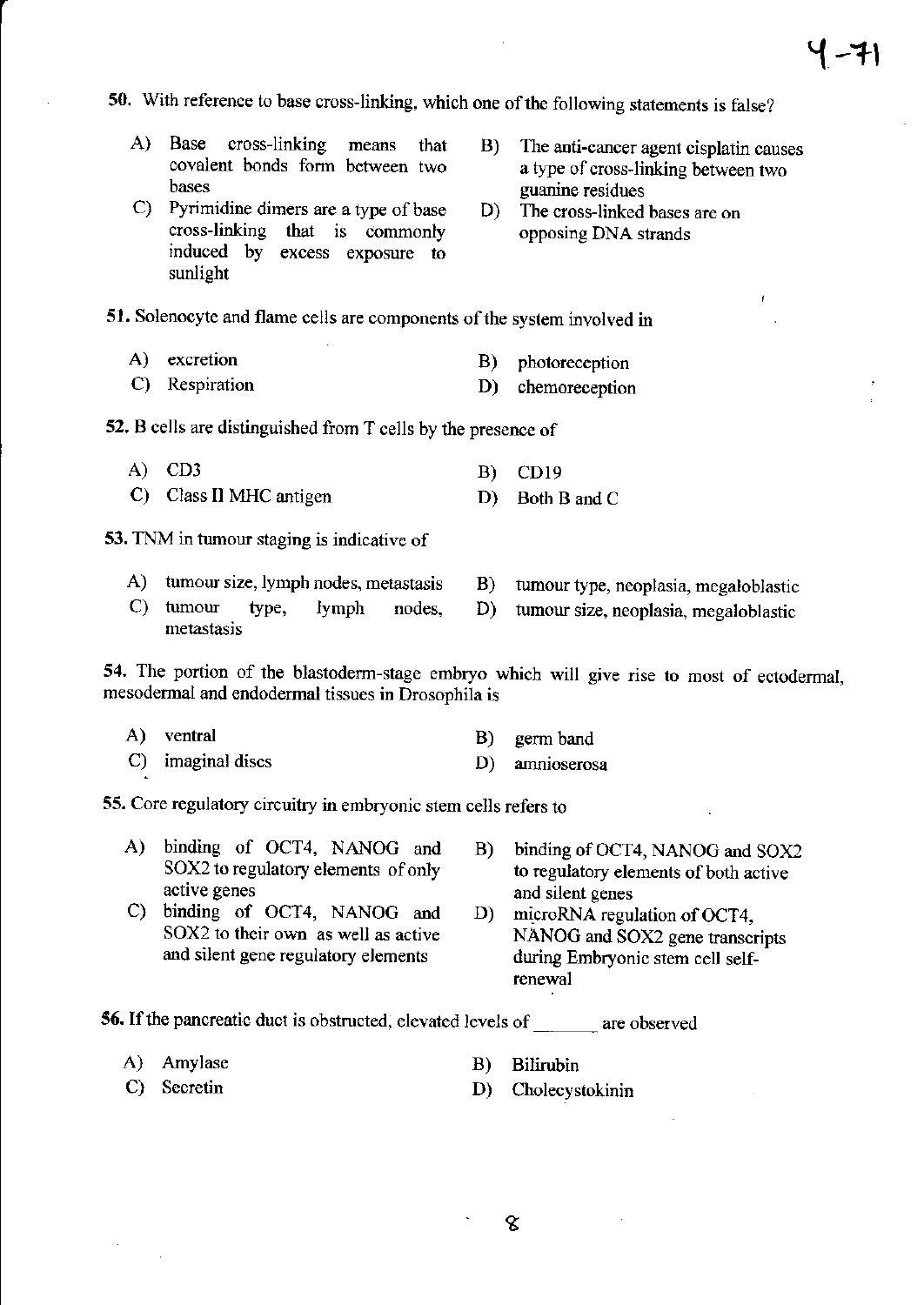50. With reference to base cross-linking, which one of the following statements is false?

A) Base cross-linking means that covalent bonds form between two bases

B) The anti-cancer agent cisplatin causes a type of cross-linking between two guanine residues

C) Pyrimidine dimers are a type of base cross-linking that is commonly induced by excess exposure to sunlight

D) The cross-linked bases are on opposing DNA strands

51. Solenocyte and flame cells are components of the system involved in

A) excretion

B) photoreception

C) Respiration

D) chemoreception

52. B cells are distinguished from T cells by the presence of

A) CD3

B) CD19

C) Class II MHC antigen

D) Both B and C

53. TNM in tumour staging is indicative of

A) tumour size, lymph nodes, metastasis

B) tumour type, neoplasia, megaloblastic

C) tumour type, lymph nodes, metastasis

D) tumour size, neoplasia, megaloblastic

54. The portion of the blastoderm-stage embryo which will give rise to most of ectodermal, mesodermal and endodermal tissues in Drosophila is

A) ventral

B) germ band

C) imaginal discs

D) amnioserosa

55. Core regulatory circuitry in embryonic stem cells refers to

A) binding of OCT4, NANOG and SOX2 to regulatory elements of only active genes

B) binding of OCT4, NANOG and SOX2 to regulatory elements of both active and silent genes

C) binding of OCT4, NANOG and SOX2 to their own as well as active and silent gene regulatory elements

D) microRNA regulation of OCT4, NANOG and SOX2 gene transcripts during Embryonic stem cell self-renewal

56. If the pancreatic duct is obstructed, elevated levels of _______ are observed

A) Amylase

B) Bilirubin

C) Secretin

D) Cholecystokinin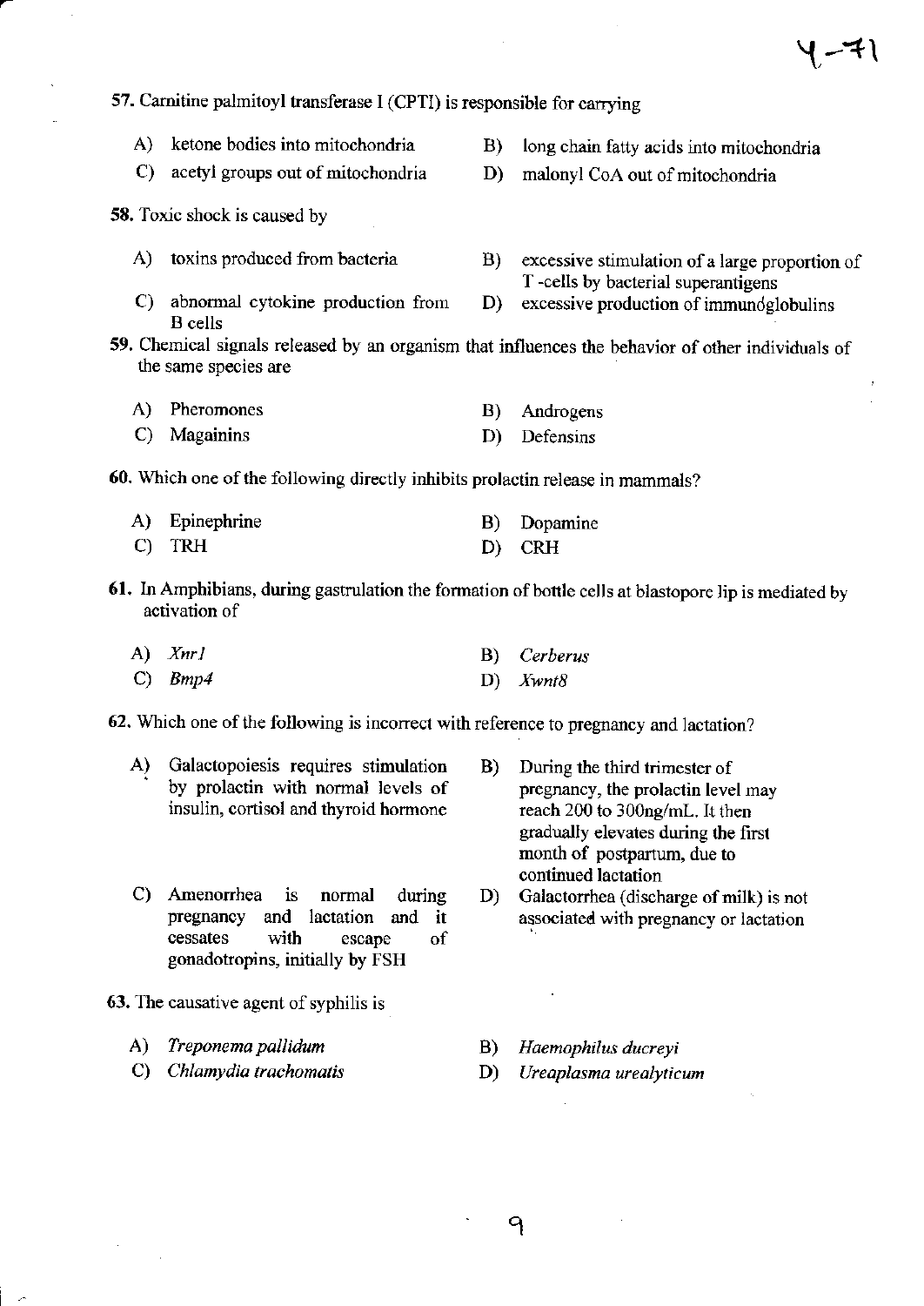57. Carnitine palmitoyl transferase I (CPTI) is responsible for carrying

A) ketone bodies into mitochondria
B) long chain fatty acids into mitochondria
C) acetyl groups out of mitochondria
D) malonyl CoA out of mitochondria

58. Toxic shock is caused by

A) toxins produced from bacteria
B) excessive stimulation of a large proportion of T -cells by bacterial superantigens
C) abnormal cytokine production from B cells
D) excessive production of immunoglobulins

59. Chemical signals released by an organism that influences the behavior of other individuals of the same species are

A) Pheromones
B) Androgens
C) Magainins
D) Defensins

60. Which one of the following directly inhibits prolactin release in mammals?

A) Epinephrine
B) Dopamine
C) TRH
D) CRH

61. In Amphibians, during gastrulation the formation of bottle cells at blastopore lip is mediated by activation of

A) *Xnr1*
B) *Cerberus*
C) *Bmp4*
D) *Xwnt8*

62. Which one of the following is incorrect with reference to pregnancy and lactation?

A) Galactopoiesis requires stimulation by prolactin with normal levels of insulin, cortisol and thyroid hormone
B) During the third trimester of pregnancy, the prolactin level may reach 200 to 300ng/mL. It then gradually elevates during the first month of postpartum, due to continued lactation
C) Amenorrhea is normal during pregnancy and lactation and it cessates with escape of gonadotropins, initially by FSH
D) Galactorrhea (discharge of milk) is not associated with pregnancy or lactation

63. The causative agent of syphilis is

A) *Treponema pallidum*
B) *Haemophilus ducreyi*
C) *Chlamydia trachomatis*
D) *Ureaplasma urealyticum*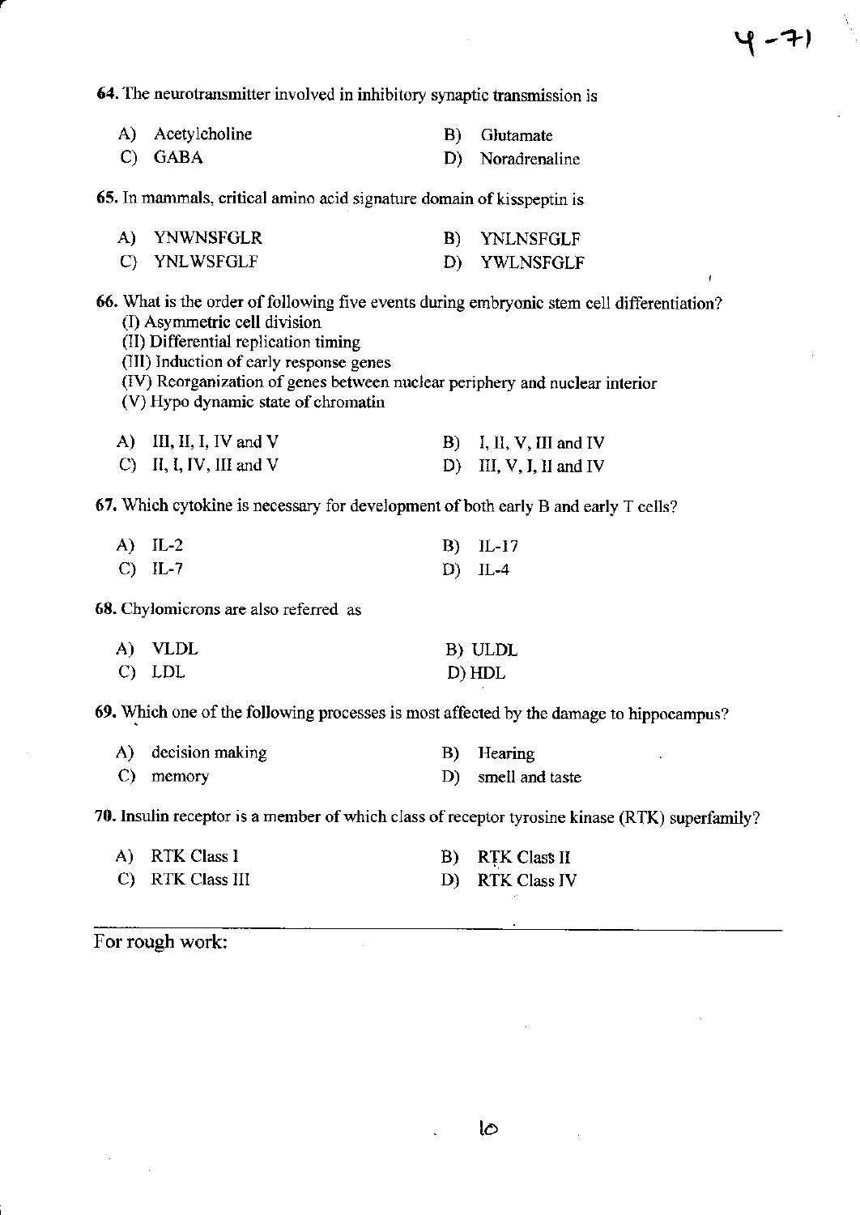**64.** The neurotransmitter involved in inhibitory synaptic transmission is

A) Acetylcholine
B) Glutamate
C) GABA
D) Noradrenaline

**65.** In mammals, critical amino acid signature domain of kisspeptin is

A) YNWNSFGLR
B) YNLNSFGLF
C) YNLWSFGLF
D) YWLNSFGLF

**66.** What is the order of following five events during embryonic stem cell differentiation?

(I) Asymmetric cell division
(II) Differential replication timing
(III) Induction of early response genes
(IV) Reorganization of genes between nuclear periphery and nuclear interior
(V) Hypo dynamic state of chromatin

A) III, II, I, IV and V
B) I, II, V, III and IV
C) II, I, IV, III and V
D) III, V, I, II and IV

**67.** Which cytokine is necessary for development of both early B and early T cells?

A) IL-2
B) IL-17
C) IL-7
D) IL-4

**68.** Chylomicrons are also referred as

A) VLDL
B) ULDL
C) LDL
D) HDL

**69.** Which one of the following processes is most affected by the damage to hippocampus?

A) decision making
B) Hearing
C) memory
D) smell and taste

**70.** Insulin receptor is a member of which class of receptor tyrosine kinase (RTK) superfamily?

A) RTK Class I
B) RTK Class II
C) RTK Class III
D) RTK Class IV

For rough work: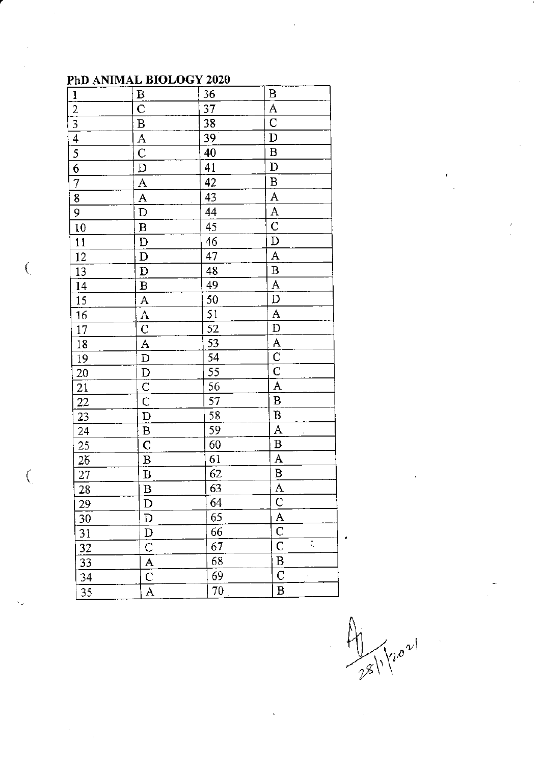**PhD ANIMAL BIOLOGY 2020**

| | | | |
|---|---|---|---|
| 1 | B | 36 | B |
| 2 | C | 37 | A |
| 3 | B | 38 | C |
| 4 | A | 39 | D |
| 5 | C | 40 | B |
| 6 | D | 41 | D |
| 7 | A | 42 | B |
| 8 | A | 43 | A |
| 9 | D | 44 | A |
| 10 | B | 45 | C |
| 11 | D | 46 | D |
| 12 | D | 47 | A |
| 13 | D | 48 | B |
| 14 | B | 49 | A |
| 15 | A | 50 | D |
| 16 | A | 51 | A |
| 17 | C | 52 | D |
| 18 | A | 53 | A |
| 19 | D | 54 | C |
| 20 | D | 55 | C |
| 21 | C | 56 | A |
| 22 | C | 57 | B |
| 23 | D | 58 | B |
| 24 | B | 59 | A |
| 25 | C | 60 | B |
| 26 | B | 61 | A |
| 27 | B | 62 | B |
| 28 | B | 63 | A |
| 29 | D | 64 | C |
| 30 | D | 65 | A |
| 31 | D | 66 | C |
| 32 | C | 67 | C |
| 33 | A | 68 | B |
| 34 | C | 69 | C |
| 35 | A | 70 | B |

28/1/2021